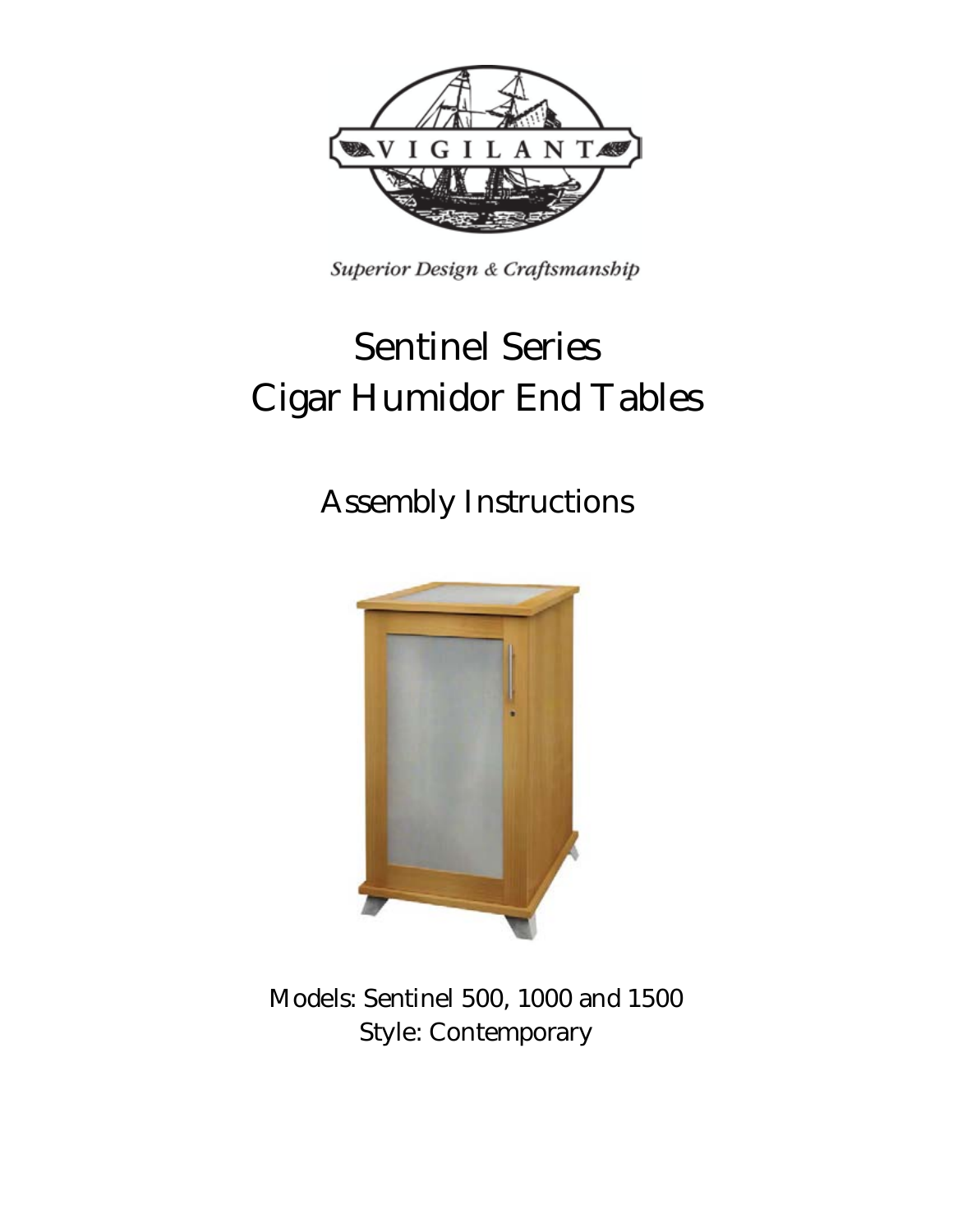VIGILANT

*Superior Design & Craftsmanship*

# Sentinel Series
# Cigar Humidor End Tables

## Assembly Instructions

Models: Sentinel 500, 1000 and 1500
Style: Contemporary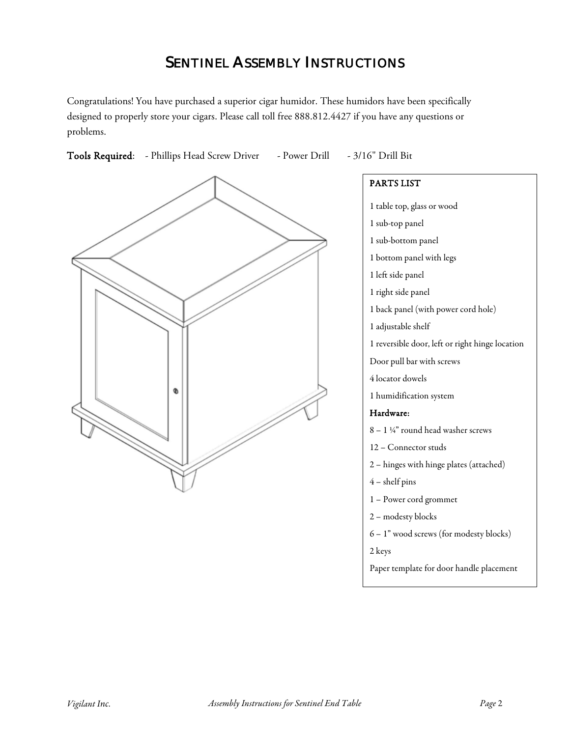# SENTINEL ASSEMBLY INSTRUCTIONS

Congratulations! You have purchased a superior cigar humidor. These humidors have been specifically designed to properly store your cigars. Please call toll free 888.812.4427 if you have any questions or problems.

**Tools Required**: - Phillips Head Screw Driver - Power Drill - 3/16" Drill Bit

**PARTS LIST**

1 table top, glass or wood

1 sub-top panel

1 sub-bottom panel

1 bottom panel with legs

1 left side panel

1 right side panel

1 back panel (with power cord hole)

1 adjustable shelf

1 reversible door, left or right hinge location

Door pull bar with screws

4 locator dowels

1 humidification system

**Hardware:**

8 – 1 ¼" round head washer screws

12 – Connector studs

2 – hinges with hinge plates (attached)

4 – shelf pins

1 – Power cord grommet

2 – modesty blocks

6 – 1" wood screws (for modesty blocks)

2 keys

Paper template for door handle placement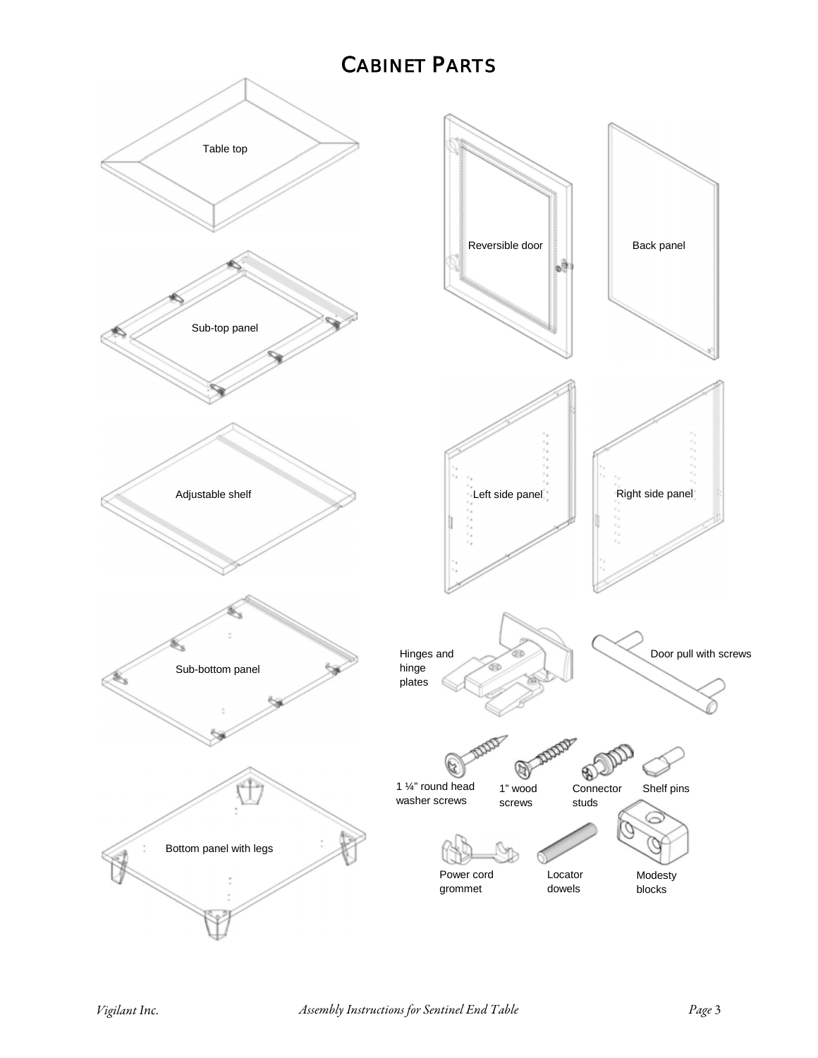# Cabinet Parts

Table top

Sub-top panel

Adjustable shelf

Sub-bottom panel

Bottom panel with legs

Reversible door

Back panel

Left side panel

Right side panel

Hinges and hinge plates

Door pull with screws

1 ¼" round head washer screws

1" wood screws

Connector studs

Shelf pins

Power cord grommet

Locator dowels

Modesty blocks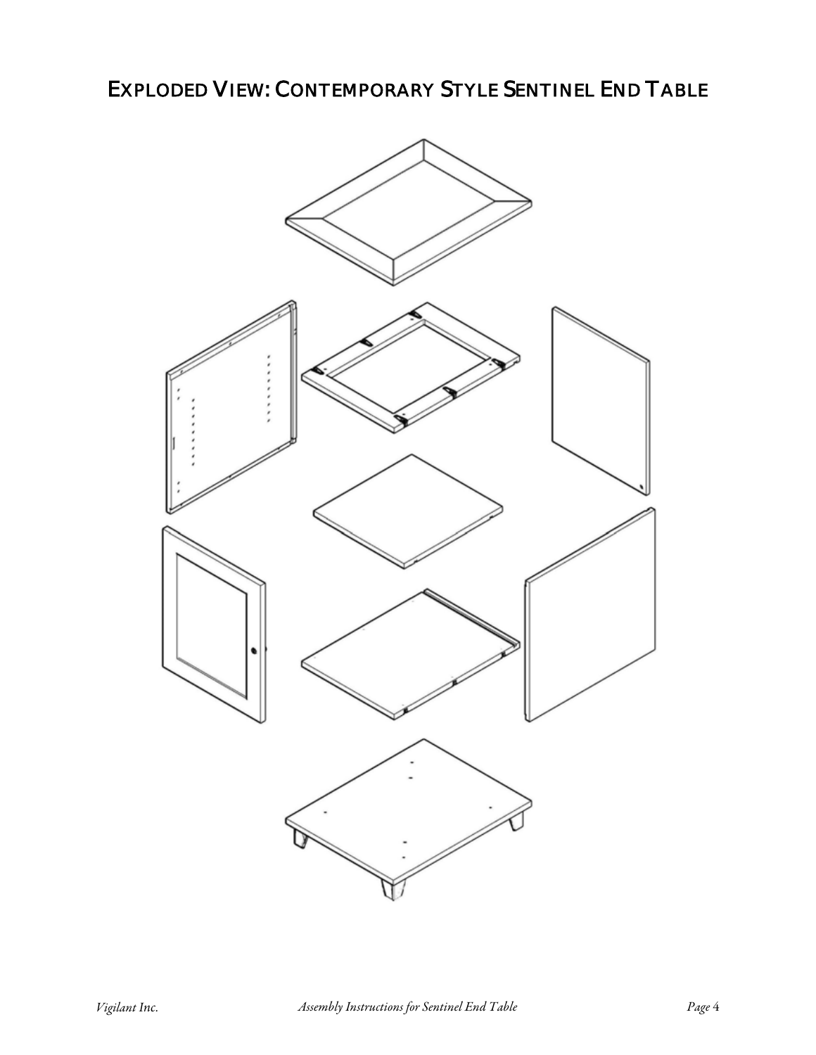# Exploded View: Contemporary Style Sentinel End Table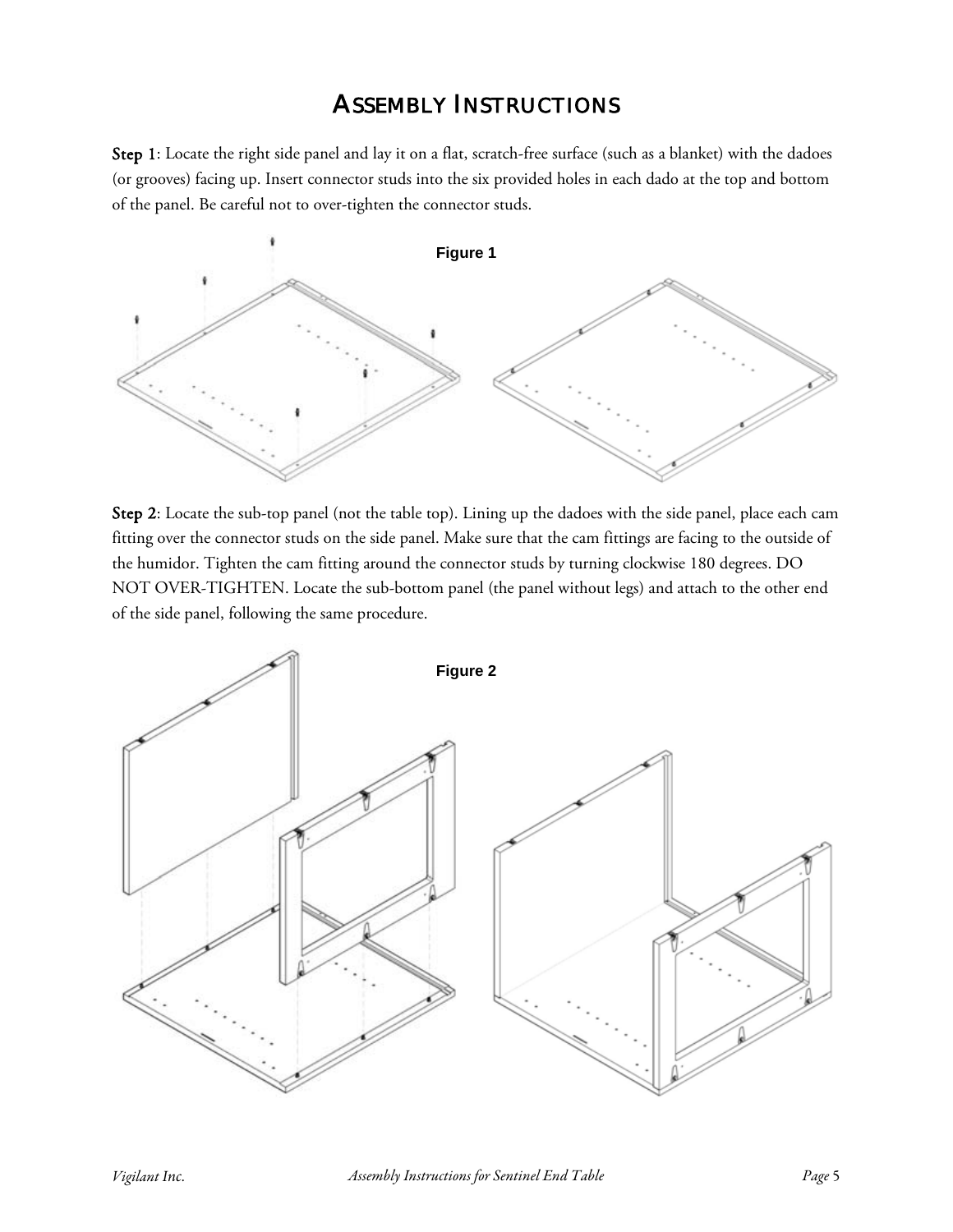# Assembly Instructions

**Step 1**: Locate the right side panel and lay it on a flat, scratch-free surface (such as a blanket) with the dadoes (or grooves) facing up. Insert connector studs into the six provided holes in each dado at the top and bottom of the panel. Be careful not to over-tighten the connector studs.

**Figure 1**

**Step 2**: Locate the sub-top panel (not the table top). Lining up the dadoes with the side panel, place each cam fitting over the connector studs on the side panel. Make sure that the cam fittings are facing to the outside of the humidor. Tighten the cam fitting around the connector studs by turning clockwise 180 degrees. DO NOT OVER-TIGHTEN. Locate the sub-bottom panel (the panel without legs) and attach to the other end of the side panel, following the same procedure.

**Figure 2**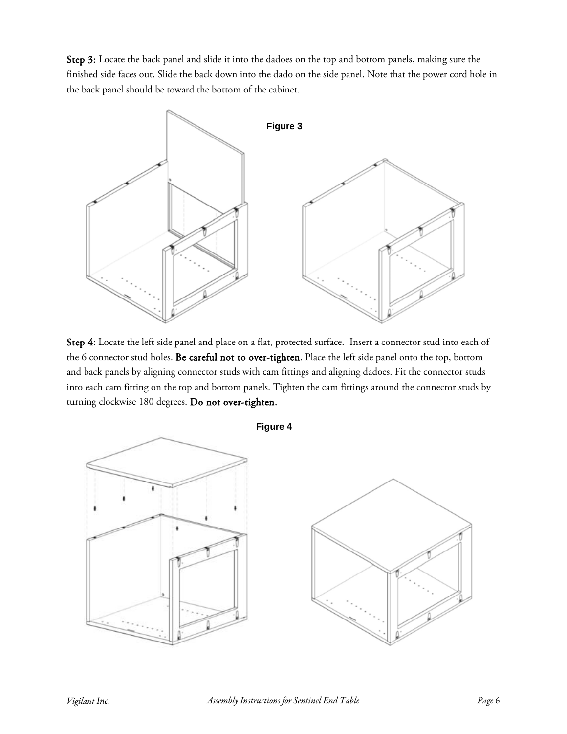**Step 3:** Locate the back panel and slide it into the dadoes on the top and bottom panels, making sure the finished side faces out. Slide the back down into the dado on the side panel. Note that the power cord hole in the back panel should be toward the bottom of the cabinet.

**Figure 3**

**Step 4**: Locate the left side panel and place on a flat, protected surface. Insert a connector stud into each of the 6 connector stud holes. **Be careful not to over-tighten**. Place the left side panel onto the top, bottom and back panels by aligning connector studs with cam fittings and aligning dadoes. Fit the connector studs into each cam fitting on the top and bottom panels. Tighten the cam fittings around the connector studs by turning clockwise 180 degrees. **Do not over-tighten.**

**Figure 4**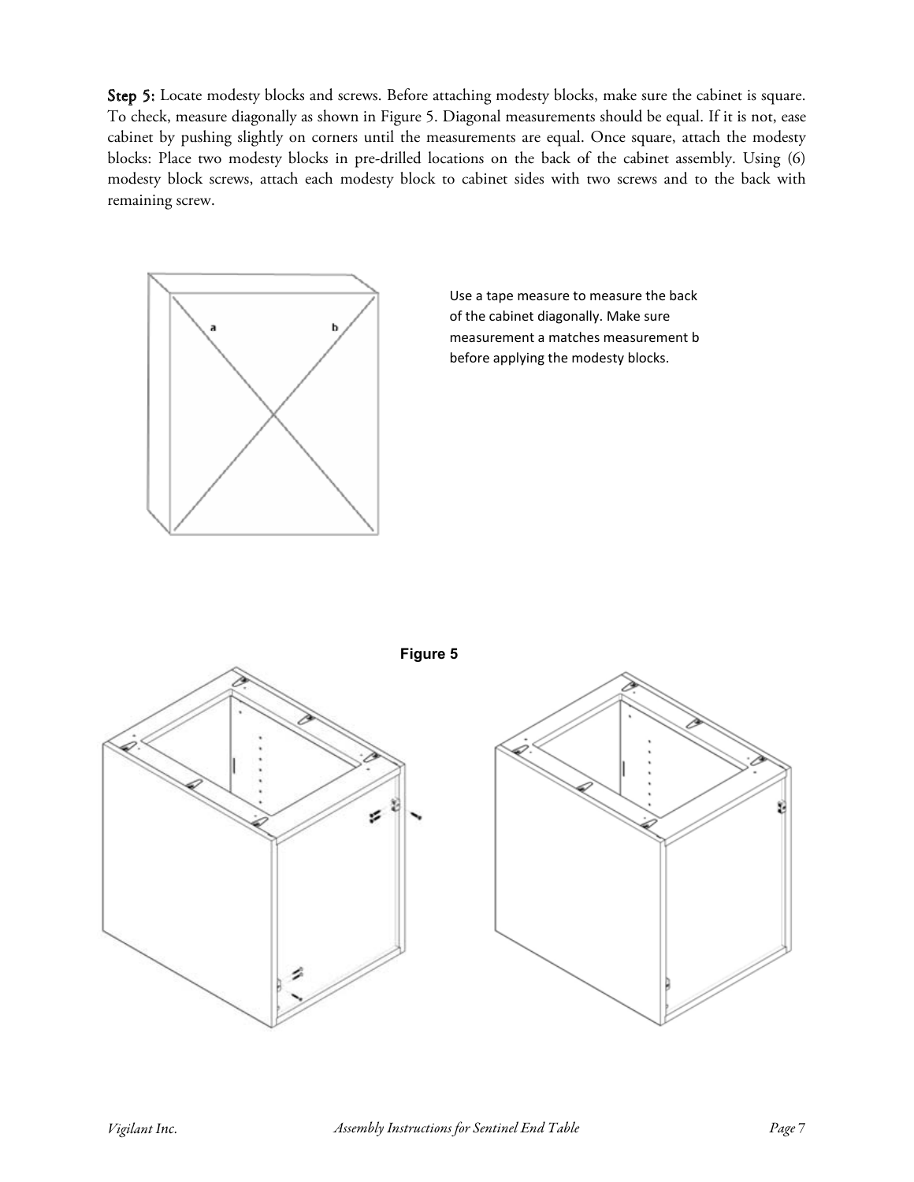**Step 5:** Locate modesty blocks and screws. Before attaching modesty blocks, make sure the cabinet is square. To check, measure diagonally as shown in Figure 5. Diagonal measurements should be equal. If it is not, ease cabinet by pushing slightly on corners until the measurements are equal. Once square, attach the modesty blocks: Place two modesty blocks in pre-drilled locations on the back of the cabinet assembly. Using (6) modesty block screws, attach each modesty block to cabinet sides with two screws and to the back with remaining screw.

Use a tape measure to measure the back of the cabinet diagonally. Make sure measurement a matches measurement b before applying the modesty blocks.

**Figure 5**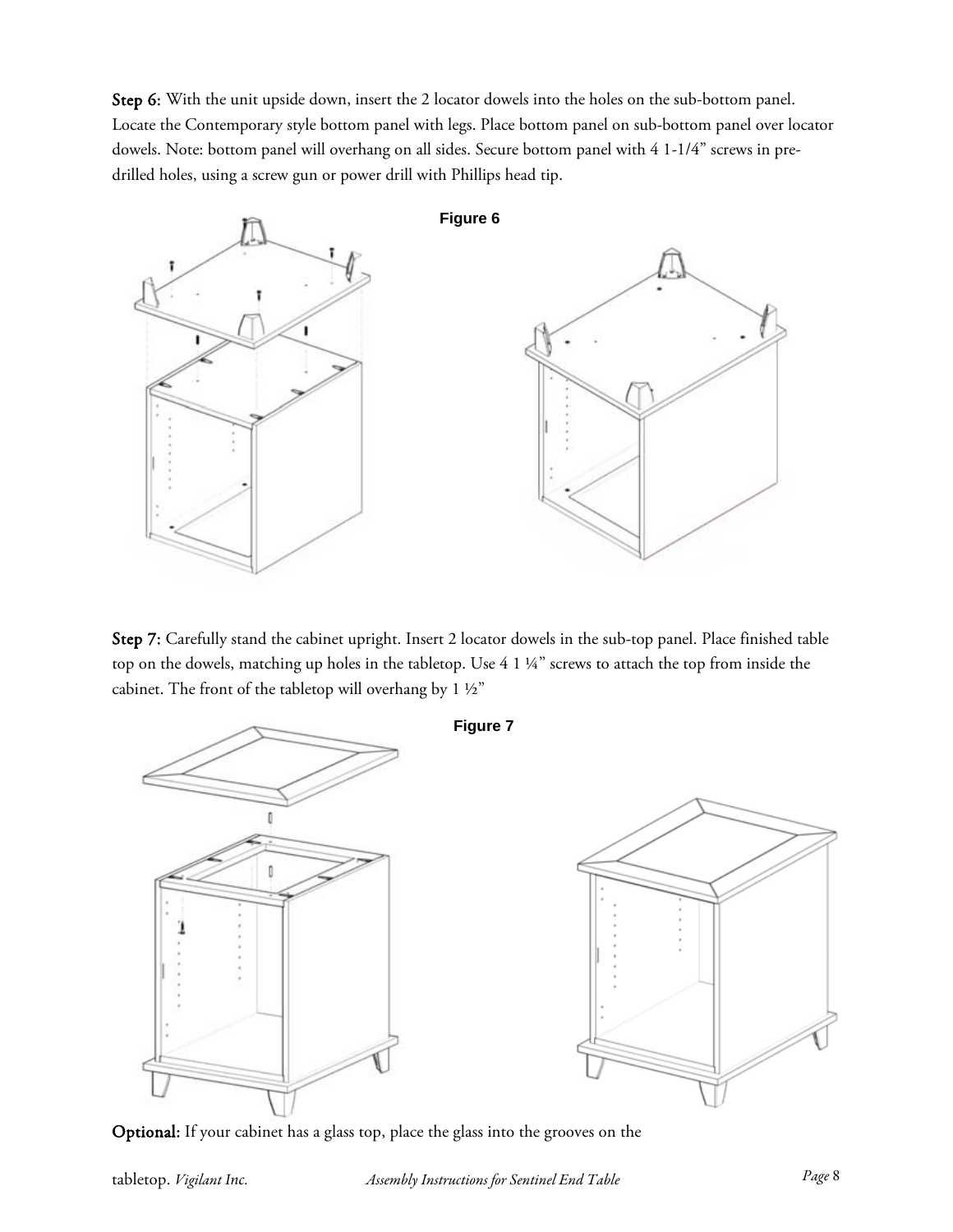**Step 6:** With the unit upside down, insert the 2 locator dowels into the holes on the sub-bottom panel. Locate the Contemporary style bottom panel with legs. Place bottom panel on sub-bottom panel over locator dowels. Note: bottom panel will overhang on all sides. Secure bottom panel with 4 1-1/4" screws in pre-drilled holes, using a screw gun or power drill with Phillips head tip.

**Figure 6**

**Step 7:** Carefully stand the cabinet upright. Insert 2 locator dowels in the sub-top panel. Place finished table top on the dowels, matching up holes in the tabletop. Use 4 1 ¼" screws to attach the top from inside the cabinet. The front of the tabletop will overhang by 1 ½"

**Figure 7**

**Optional:** If your cabinet has a glass top, place the glass into the grooves on the tabletop.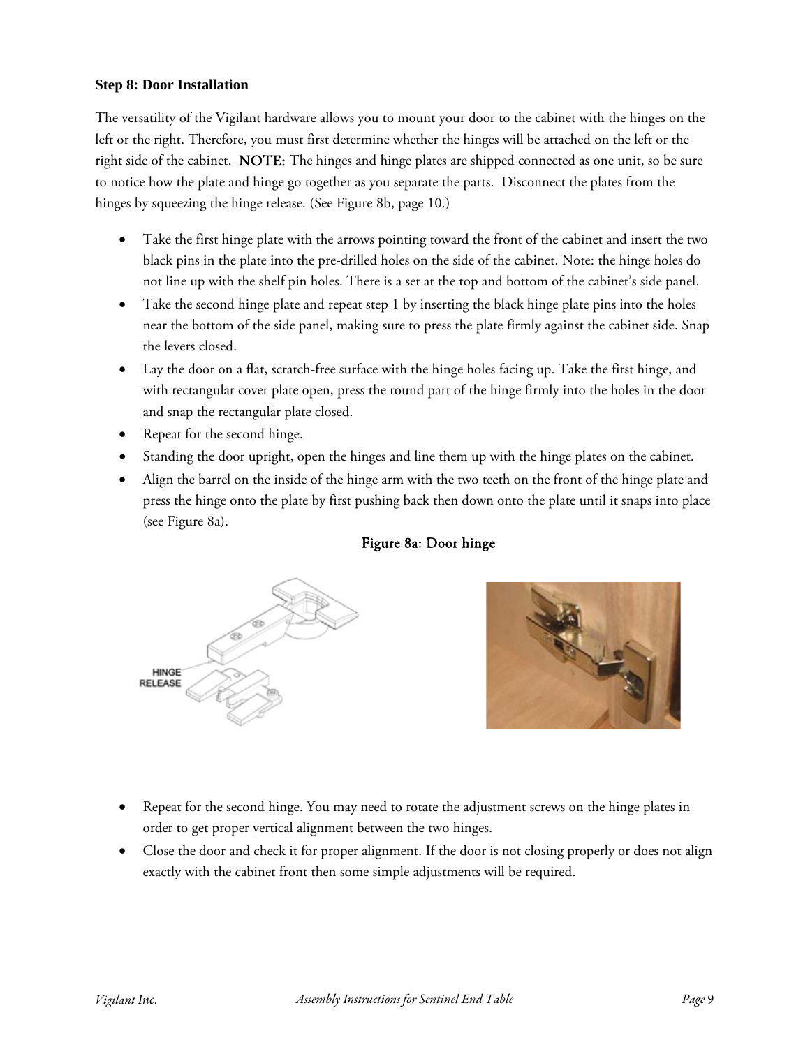### Step 8: Door Installation

The versatility of the Vigilant hardware allows you to mount your door to the cabinet with the hinges on the left or the right. Therefore, you must first determine whether the hinges will be attached on the left or the right side of the cabinet. **NOTE:** The hinges and hinge plates are shipped connected as one unit, so be sure to notice how the plate and hinge go together as you separate the parts. Disconnect the plates from the hinges by squeezing the hinge release. (See Figure 8b, page 10.)

- Take the first hinge plate with the arrows pointing toward the front of the cabinet and insert the two black pins in the plate into the pre-drilled holes on the side of the cabinet. Note: the hinge holes do not line up with the shelf pin holes. There is a set at the top and bottom of the cabinet's side panel.
- Take the second hinge plate and repeat step 1 by inserting the black hinge plate pins into the holes near the bottom of the side panel, making sure to press the plate firmly against the cabinet side. Snap the levers closed.
- Lay the door on a flat, scratch-free surface with the hinge holes facing up. Take the first hinge, and with rectangular cover plate open, press the round part of the hinge firmly into the holes in the door and snap the rectangular plate closed.
- Repeat for the second hinge.
- Standing the door upright, open the hinges and line them up with the hinge plates on the cabinet.
- Align the barrel on the inside of the hinge arm with the two teeth on the front of the hinge plate and press the hinge onto the plate by first pushing back then down onto the plate until it snaps into place (see Figure 8a).

**Figure 8a: Door hinge**

HINGE RELEASE

- Repeat for the second hinge. You may need to rotate the adjustment screws on the hinge plates in order to get proper vertical alignment between the two hinges.
- Close the door and check it for proper alignment. If the door is not closing properly or does not align exactly with the cabinet front then some simple adjustments will be required.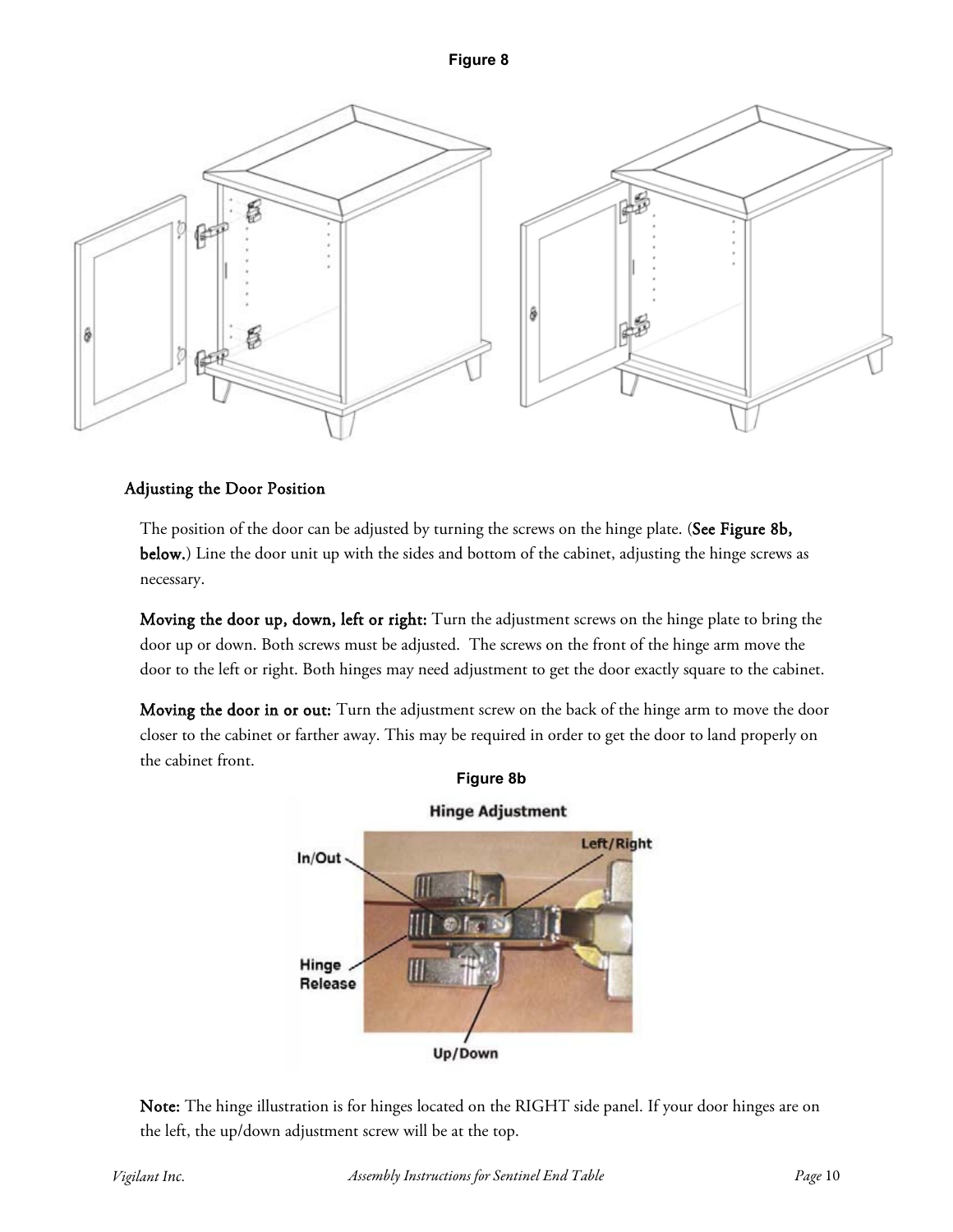Figure 8

## Adjusting the Door Position

The position of the door can be adjusted by turning the screws on the hinge plate. (**See Figure 8b, below.**) Line the door unit up with the sides and bottom of the cabinet, adjusting the hinge screws as necessary.

**Moving the door up, down, left or right:** Turn the adjustment screws on the hinge plate to bring the door up or down. Both screws must be adjusted. The screws on the front of the hinge arm move the door to the left or right. Both hinges may need adjustment to get the door exactly square to the cabinet.

**Moving the door in or out:** Turn the adjustment screw on the back of the hinge arm to move the door closer to the cabinet or farther away. This may be required in order to get the door to land properly on the cabinet front.

Figure 8b

Hinge Adjustment

**Note:** The hinge illustration is for hinges located on the RIGHT side panel. If your door hinges are on the left, the up/down adjustment screw will be at the top.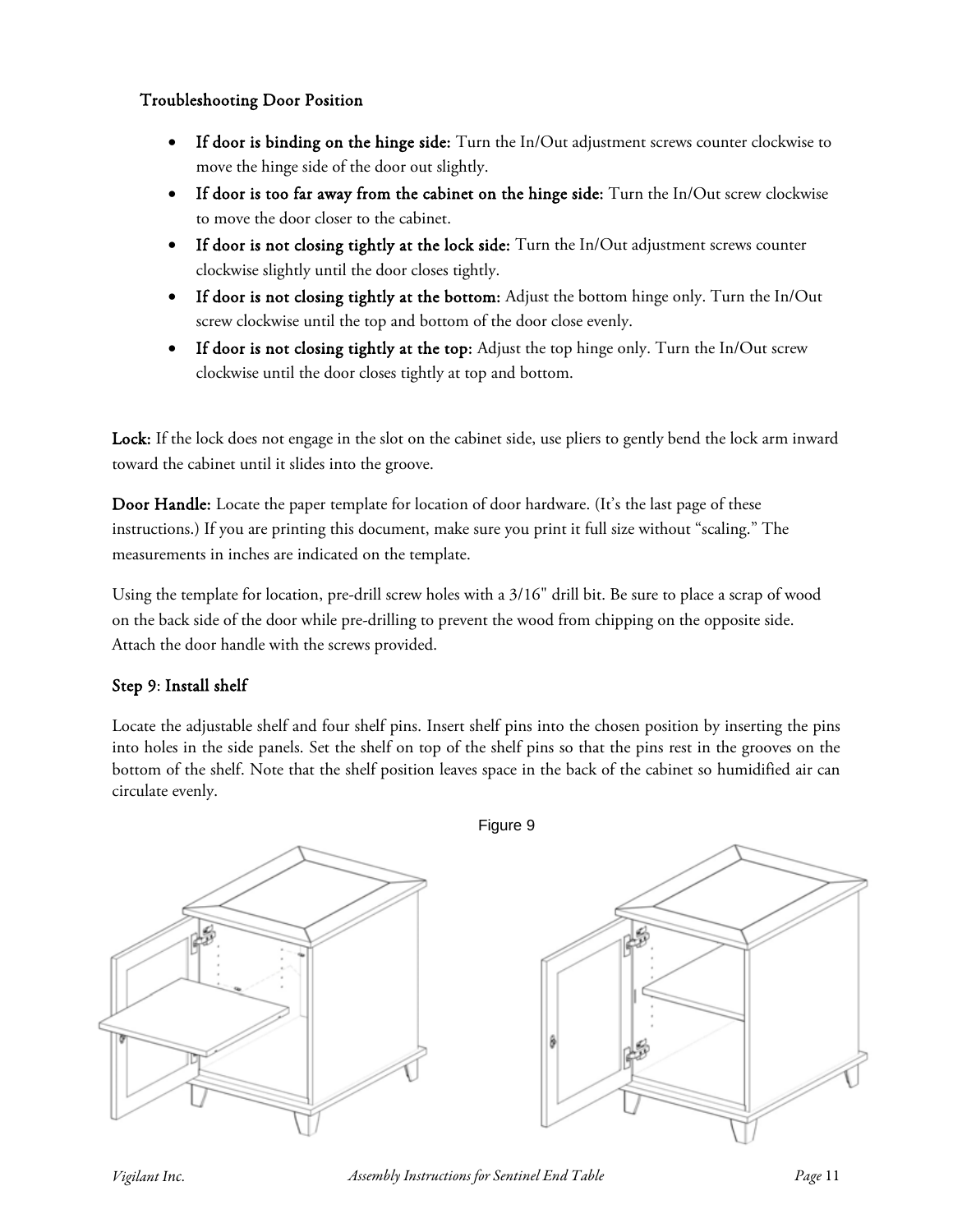### Troubleshooting Door Position

- **If door is binding on the hinge side:** Turn the In/Out adjustment screws counter clockwise to move the hinge side of the door out slightly.
- **If door is too far away from the cabinet on the hinge side:** Turn the In/Out screw clockwise to move the door closer to the cabinet.
- **If door is not closing tightly at the lock side:** Turn the In/Out adjustment screws counter clockwise slightly until the door closes tightly.
- **If door is not closing tightly at the bottom:** Adjust the bottom hinge only. Turn the In/Out screw clockwise until the top and bottom of the door close evenly.
- **If door is not closing tightly at the top:** Adjust the top hinge only. Turn the In/Out screw clockwise until the door closes tightly at top and bottom.

**Lock:** If the lock does not engage in the slot on the cabinet side, use pliers to gently bend the lock arm inward toward the cabinet until it slides into the groove.

**Door Handle:** Locate the paper template for location of door hardware. (It's the last page of these instructions.) If you are printing this document, make sure you print it full size without "scaling." The measurements in inches are indicated on the template.

Using the template for location, pre-drill screw holes with a 3/16" drill bit. Be sure to place a scrap of wood on the back side of the door while pre-drilling to prevent the wood from chipping on the opposite side. Attach the door handle with the screws provided.

### Step 9: Install shelf

Locate the adjustable shelf and four shelf pins. Insert shelf pins into the chosen position by inserting the pins into holes in the side panels. Set the shelf on top of the shelf pins so that the pins rest in the grooves on the bottom of the shelf. Note that the shelf position leaves space in the back of the cabinet so humidified air can circulate evenly.

Figure 9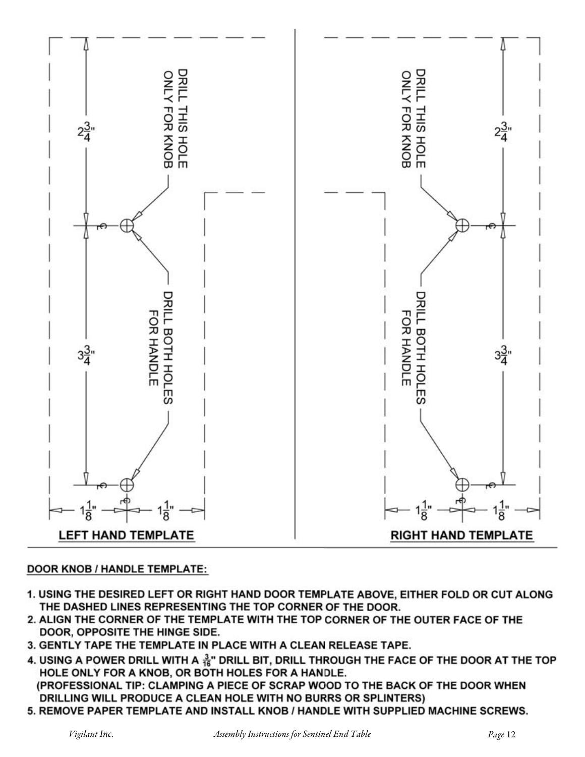DRILL THIS HOLE ONLY FOR KNOB

$2\frac{3}{4}$"

DRILL BOTH HOLES FOR HANDLE

$3\frac{3}{4}$"

$1\frac{1}{8}$" $1\frac{1}{8}$"

**LEFT HAND TEMPLATE**

DRILL THIS HOLE ONLY FOR KNOB

$2\frac{3}{4}$"

DRILL BOTH HOLES FOR HANDLE

$3\frac{3}{4}$"

$1\frac{1}{8}$" $1\frac{1}{8}$"

**RIGHT HAND TEMPLATE**

---

**DOOR KNOB / HANDLE TEMPLATE:**

1. USING THE DESIRED LEFT OR RIGHT HAND DOOR TEMPLATE ABOVE, EITHER FOLD OR CUT ALONG THE DASHED LINES REPRESENTING THE TOP CORNER OF THE DOOR.
2. ALIGN THE CORNER OF THE TEMPLATE WITH THE TOP CORNER OF THE OUTER FACE OF THE DOOR, OPPOSITE THE HINGE SIDE.
3. GENTLY TAPE THE TEMPLATE IN PLACE WITH A CLEAN RELEASE TAPE.
4. USING A POWER DRILL WITH A $\frac{3}{16}$" DRILL BIT, DRILL THROUGH THE FACE OF THE DOOR AT THE TOP HOLE ONLY FOR A KNOB, OR BOTH HOLES FOR A HANDLE.
   (PROFESSIONAL TIP: CLAMPING A PIECE OF SCRAP WOOD TO THE BACK OF THE DOOR WHEN DRILLING WILL PRODUCE A CLEAN HOLE WITH NO BURRS OR SPLINTERS)
5. REMOVE PAPER TEMPLATE AND INSTALL KNOB / HANDLE WITH SUPPLIED MACHINE SCREWS.